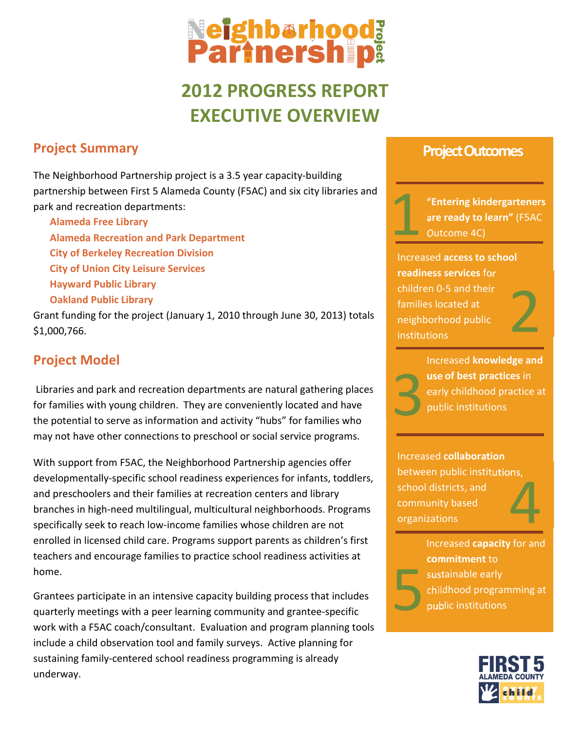# Neighborhood Partnership Project

## 2012 PROGRESS REPORT EXECUTIVE OVERVIEW

## Project Summary

The Neighborhood Partnership project is a 3.5 year capacity-building partnership between First 5 Alameda County (F5AC) and six city libraries and park and recreation departments:

- **Alameda Free Library**
- **Alameda Recreation and Park Department**
- **City of Berkeley Recreation Division**
- **City of Union City Leisure Services**
- **Hayward Public Library**
- **Oakland Public Library**

Grant funding for the project (January 1, 2010 through June 30, 2013) totals $1,000,766.

## Project Model

Libraries and park and recreation departments are natural gathering places for families with young children. They are conveniently located and have the potential to serve as information and activity "hubs" for families who may not have other connections to preschool or social service programs.

With support from F5AC, the Neighborhood Partnership agencies offer developmentally-specific school readiness experiences for infants, toddlers, and preschoolers and their families at recreation centers and library branches in high-need multilingual, multicultural neighborhoods. Programs specifically seek to reach low-income families whose children are not enrolled in licensed child care. Programs support parents as children's first teachers and encourage families to practice school readiness activities at home.

Grantees participate in an intensive capacity building process that includes quarterly meetings with a peer learning community and grantee-specific work with a F5AC coach/consultant. Evaluation and program planning tools include a child observation tool and family surveys. Active planning for sustaining family-centered school readiness programming is already underway.

## Project Outcomes

1. **"Entering kindergarteners are ready to learn"** (F5AC Outcome 4C)
2. Increased **access to school readiness services** for children 0-5 and their families located at neighborhood public institutions
3. Increased **knowledge and use of best practices** in early childhood practice at public institutions
4. Increased **collaboration** between public institutions, school districts, and community based organizations
5. Increased **capacity** for and **commitment** to sustainable early childhood programming at public institutions

FIRST 5 ALAMEDA COUNTY every child counts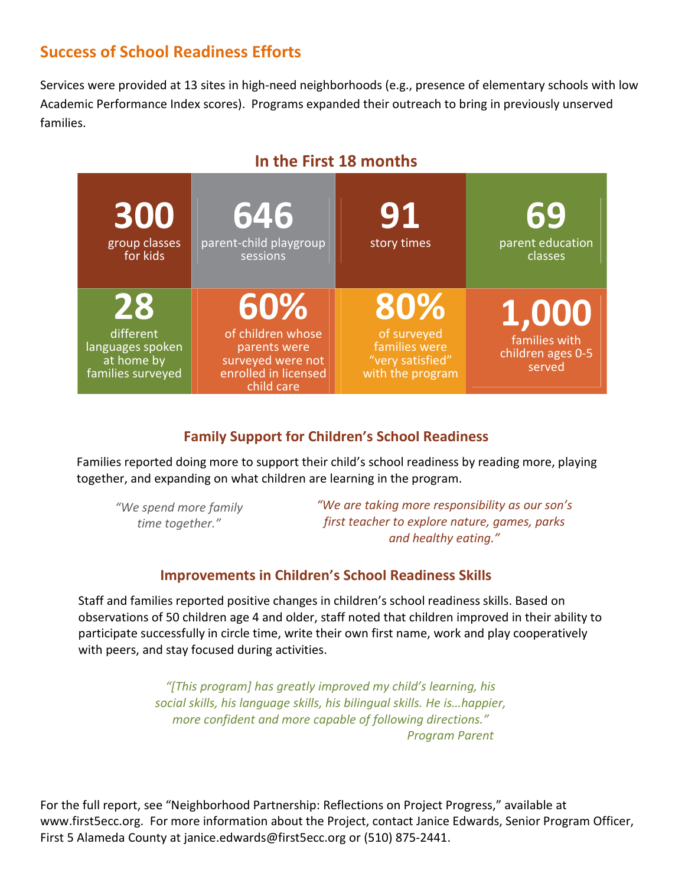## Success of School Readiness Efforts

Services were provided at 13 sites in high-need neighborhoods (e.g., presence of elementary schools with low Academic Performance Index scores). Programs expanded their outreach to bring in previously unserved families.

### In the First 18 months

**300** group classes for kids

**646** parent-child playgroup sessions

**91** story times

**69** parent education classes

**28** different languages spoken at home by families surveyed

**60%** of children whose parents were surveyed were not enrolled in licensed child care

**80%** of surveyed families were "very satisfied" with the program

**1,000** families with children ages 0-5 served

### Family Support for Children's School Readiness

Families reported doing more to support their child's school readiness by reading more, playing together, and expanding on what children are learning in the program.

*"We spend more family time together."*

*"We are taking more responsibility as our son's first teacher to explore nature, games, parks and healthy eating."*

### Improvements in Children's School Readiness Skills

Staff and families reported positive changes in children's school readiness skills. Based on observations of 50 children age 4 and older, staff noted that children improved in their ability to participate successfully in circle time, write their own first name, work and play cooperatively with peers, and stay focused during activities.

*"[This program] has greatly improved my child's learning, his social skills, his language skills, his bilingual skills. He is…happier, more confident and more capable of following directions."*
*Program Parent*

For the full report, see "Neighborhood Partnership: Reflections on Project Progress," available at www.first5ecc.org. For more information about the Project, contact Janice Edwards, Senior Program Officer, First 5 Alameda County at janice.edwards@first5ecc.org or (510) 875-2441.